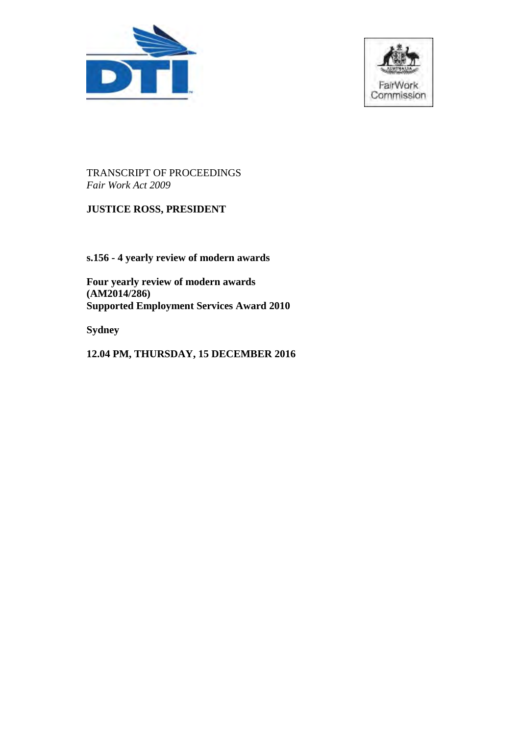TRANSCRIPT OF PROCEEDINGS
*Fair Work Act 2009*

**JUSTICE ROSS, PRESIDENT**

**s.156 - 4 yearly review of modern awards**

**Four yearly review of modern awards**
**(AM2014/286)**
**Supported Employment Services Award 2010**

**Sydney**

**12.04 PM, THURSDAY, 15 DECEMBER 2016**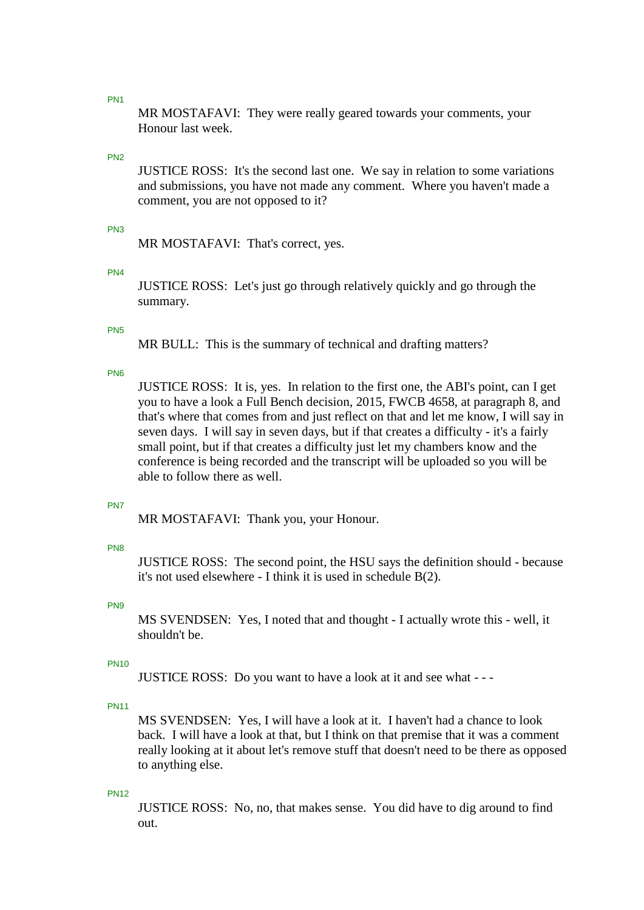PN1

MR MOSTAFAVI: They were really geared towards your comments, your Honour last week.

PN2

JUSTICE ROSS: It's the second last one. We say in relation to some variations and submissions, you have not made any comment. Where you haven't made a comment, you are not opposed to it?

PN3

MR MOSTAFAVI: That's correct, yes.

PN4

JUSTICE ROSS: Let's just go through relatively quickly and go through the summary.

PN5

MR BULL: This is the summary of technical and drafting matters?

PN6

JUSTICE ROSS: It is, yes. In relation to the first one, the ABI's point, can I get you to have a look a Full Bench decision, 2015, FWCB 4658, at paragraph 8, and that's where that comes from and just reflect on that and let me know, I will say in seven days. I will say in seven days, but if that creates a difficulty - it's a fairly small point, but if that creates a difficulty just let my chambers know and the conference is being recorded and the transcript will be uploaded so you will be able to follow there as well.

PN7

MR MOSTAFAVI: Thank you, your Honour.

PN8

JUSTICE ROSS: The second point, the HSU says the definition should - because it's not used elsewhere - I think it is used in schedule B(2).

PN9

MS SVENDSEN: Yes, I noted that and thought - I actually wrote this - well, it shouldn't be.

PN10

JUSTICE ROSS: Do you want to have a look at it and see what - - -

PN11

MS SVENDSEN: Yes, I will have a look at it. I haven't had a chance to look back. I will have a look at that, but I think on that premise that it was a comment really looking at it about let's remove stuff that doesn't need to be there as opposed to anything else.

PN12

JUSTICE ROSS: No, no, that makes sense. You did have to dig around to find out.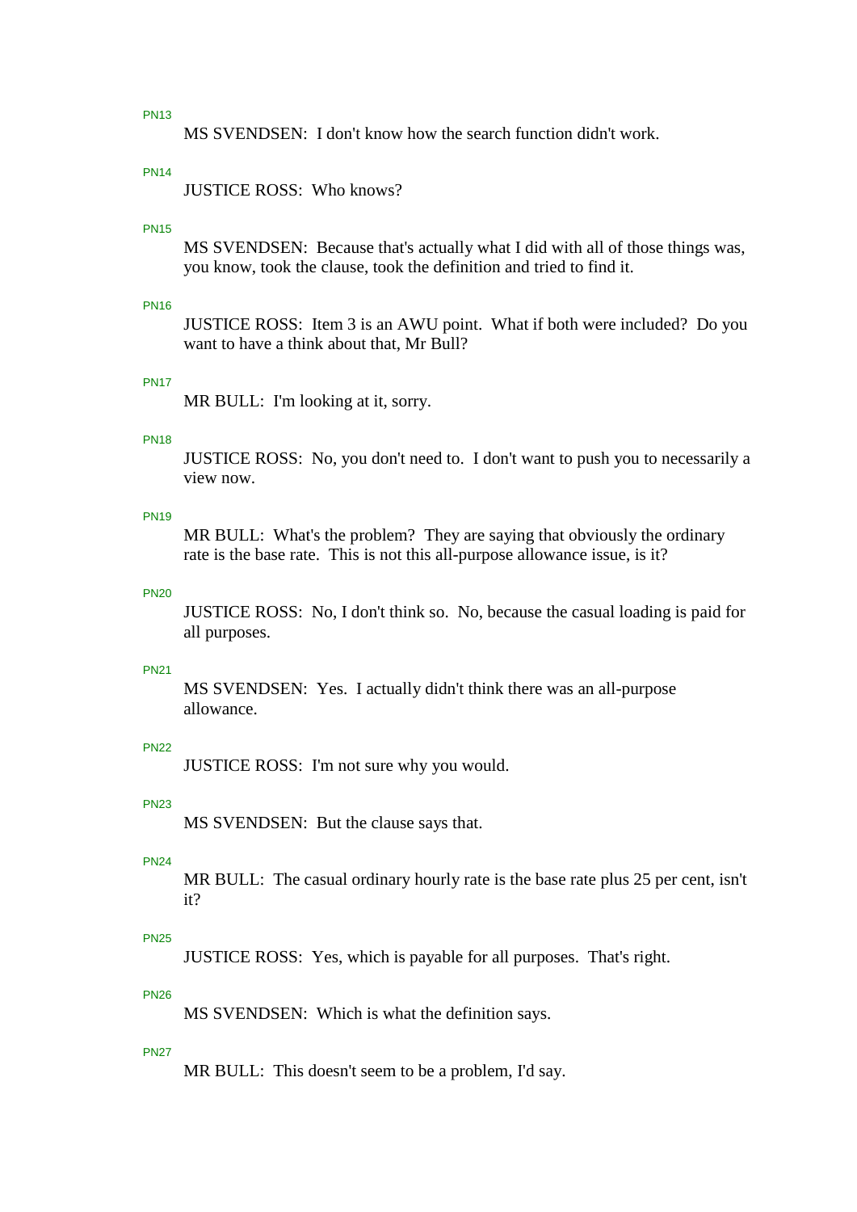PN13

MS SVENDSEN: I don't know how the search function didn't work.

PN14

JUSTICE ROSS: Who knows?

PN15

MS SVENDSEN: Because that's actually what I did with all of those things was, you know, took the clause, took the definition and tried to find it.

PN16

JUSTICE ROSS: Item 3 is an AWU point. What if both were included? Do you want to have a think about that, Mr Bull?

PN17

MR BULL: I'm looking at it, sorry.

PN18

JUSTICE ROSS: No, you don't need to. I don't want to push you to necessarily a view now.

PN19

MR BULL: What's the problem? They are saying that obviously the ordinary rate is the base rate. This is not this all-purpose allowance issue, is it?

PN20

JUSTICE ROSS: No, I don't think so. No, because the casual loading is paid for all purposes.

PN21

MS SVENDSEN: Yes. I actually didn't think there was an all-purpose allowance.

PN22

JUSTICE ROSS: I'm not sure why you would.

PN23

MS SVENDSEN: But the clause says that.

PN24

MR BULL: The casual ordinary hourly rate is the base rate plus 25 per cent, isn't it?

PN25

JUSTICE ROSS: Yes, which is payable for all purposes. That's right.

PN26

MS SVENDSEN: Which is what the definition says.

PN27

MR BULL: This doesn't seem to be a problem, I'd say.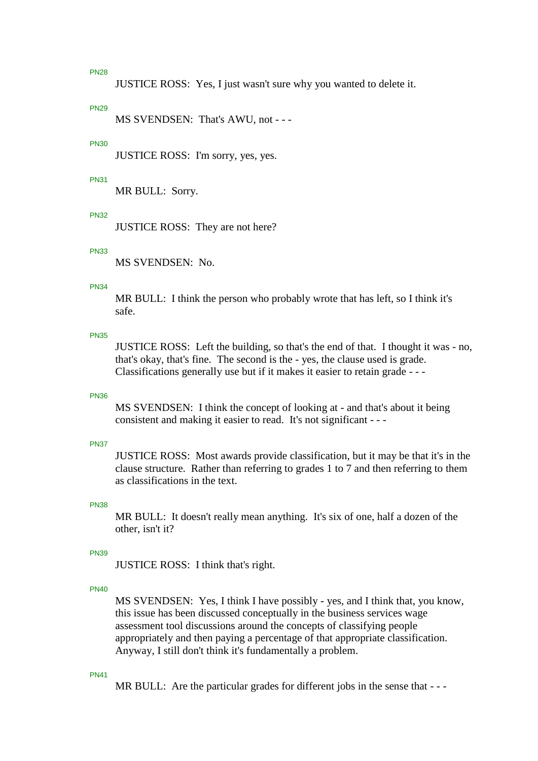PN28

JUSTICE ROSS: Yes, I just wasn't sure why you wanted to delete it.

PN29

MS SVENDSEN: That's AWU, not - - -

PN30

JUSTICE ROSS: I'm sorry, yes, yes.

PN31

MR BULL: Sorry.

PN32

JUSTICE ROSS: They are not here?

PN33

MS SVENDSEN: No.

PN34

MR BULL: I think the person who probably wrote that has left, so I think it's safe.

PN35

JUSTICE ROSS: Left the building, so that's the end of that. I thought it was - no, that's okay, that's fine. The second is the - yes, the clause used is grade. Classifications generally use but if it makes it easier to retain grade - - -

PN36

MS SVENDSEN: I think the concept of looking at - and that's about it being consistent and making it easier to read. It's not significant - - -

PN37

JUSTICE ROSS: Most awards provide classification, but it may be that it's in the clause structure. Rather than referring to grades 1 to 7 and then referring to them as classifications in the text.

PN38

MR BULL: It doesn't really mean anything. It's six of one, half a dozen of the other, isn't it?

PN39

JUSTICE ROSS: I think that's right.

PN40

MS SVENDSEN: Yes, I think I have possibly - yes, and I think that, you know, this issue has been discussed conceptually in the business services wage assessment tool discussions around the concepts of classifying people appropriately and then paying a percentage of that appropriate classification. Anyway, I still don't think it's fundamentally a problem.

PN41

MR BULL: Are the particular grades for different jobs in the sense that - - -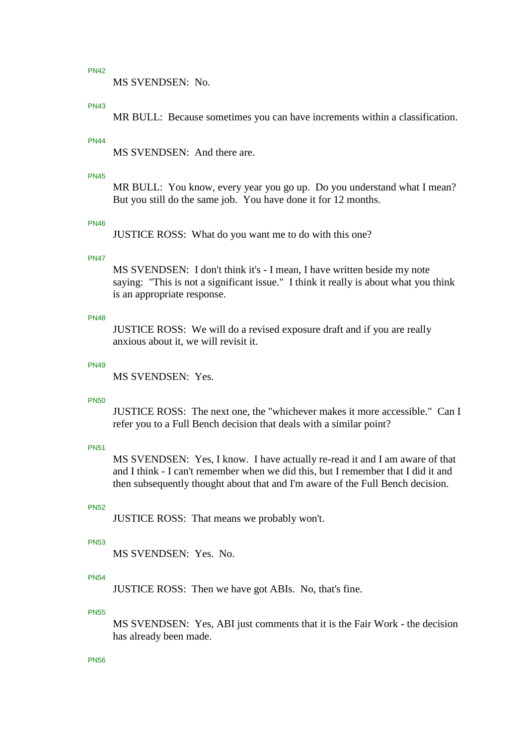PN42

MS SVENDSEN: No.

PN43

MR BULL: Because sometimes you can have increments within a classification.

PN44

MS SVENDSEN: And there are.

PN45

MR BULL: You know, every year you go up. Do you understand what I mean? But you still do the same job. You have done it for 12 months.

PN46

JUSTICE ROSS: What do you want me to do with this one?

PN47

MS SVENDSEN: I don't think it's - I mean, I have written beside my note saying: "This is not a significant issue." I think it really is about what you think is an appropriate response.

PN48

JUSTICE ROSS: We will do a revised exposure draft and if you are really anxious about it, we will revisit it.

PN49

MS SVENDSEN: Yes.

PN50

JUSTICE ROSS: The next one, the "whichever makes it more accessible." Can I refer you to a Full Bench decision that deals with a similar point?

PN51

MS SVENDSEN: Yes, I know. I have actually re-read it and I am aware of that and I think - I can't remember when we did this, but I remember that I did it and then subsequently thought about that and I'm aware of the Full Bench decision.

PN52

JUSTICE ROSS: That means we probably won't.

PN53

MS SVENDSEN: Yes. No.

PN54

JUSTICE ROSS: Then we have got ABIs. No, that's fine.

PN55

MS SVENDSEN: Yes, ABI just comments that it is the Fair Work - the decision has already been made.

PN56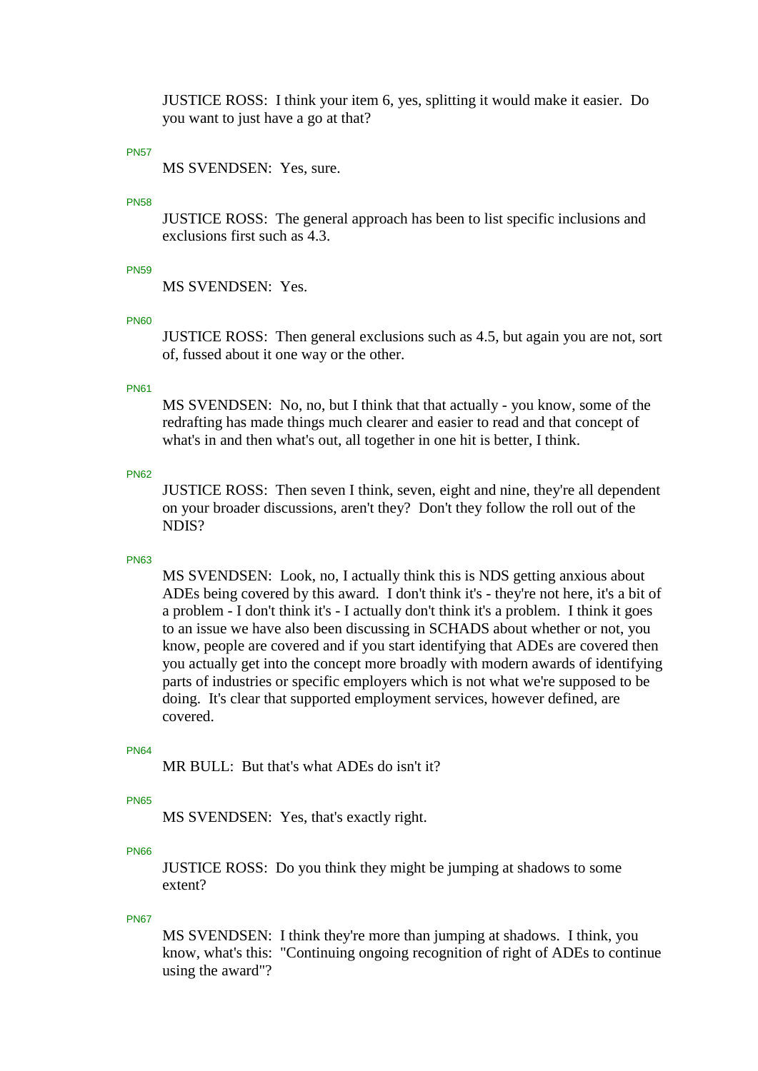JUSTICE ROSS:  I think your item 6, yes, splitting it would make it easier.  Do you want to just have a go at that?

PN57

MS SVENDSEN:  Yes, sure.

PN58

JUSTICE ROSS:  The general approach has been to list specific inclusions and exclusions first such as 4.3.

PN59

MS SVENDSEN:  Yes.

PN60

JUSTICE ROSS:  Then general exclusions such as 4.5, but again you are not, sort of, fussed about it one way or the other.

PN61

MS SVENDSEN:  No, no, but I think that that actually - you know, some of the redrafting has made things much clearer and easier to read and that concept of what's in and then what's out, all together in one hit is better, I think.

PN62

JUSTICE ROSS:  Then seven I think, seven, eight and nine, they're all dependent on your broader discussions, aren't they?  Don't they follow the roll out of the NDIS?

PN63

MS SVENDSEN:  Look, no, I actually think this is NDS getting anxious about ADEs being covered by this award.  I don't think it's - they're not here, it's a bit of a problem - I don't think it's - I actually don't think it's a problem.  I think it goes to an issue we have also been discussing in SCHADS about whether or not, you know, people are covered and if you start identifying that ADEs are covered then you actually get into the concept more broadly with modern awards of identifying parts of industries or specific employers which is not what we're supposed to be doing.  It's clear that supported employment services, however defined, are covered.

PN64

MR BULL:  But that's what ADEs do isn't it?

PN65

MS SVENDSEN:  Yes, that's exactly right.

PN66

JUSTICE ROSS:  Do you think they might be jumping at shadows to some extent?

PN67

MS SVENDSEN:  I think they're more than jumping at shadows.  I think, you know, what's this:  "Continuing ongoing recognition of right of ADEs to continue using the award"?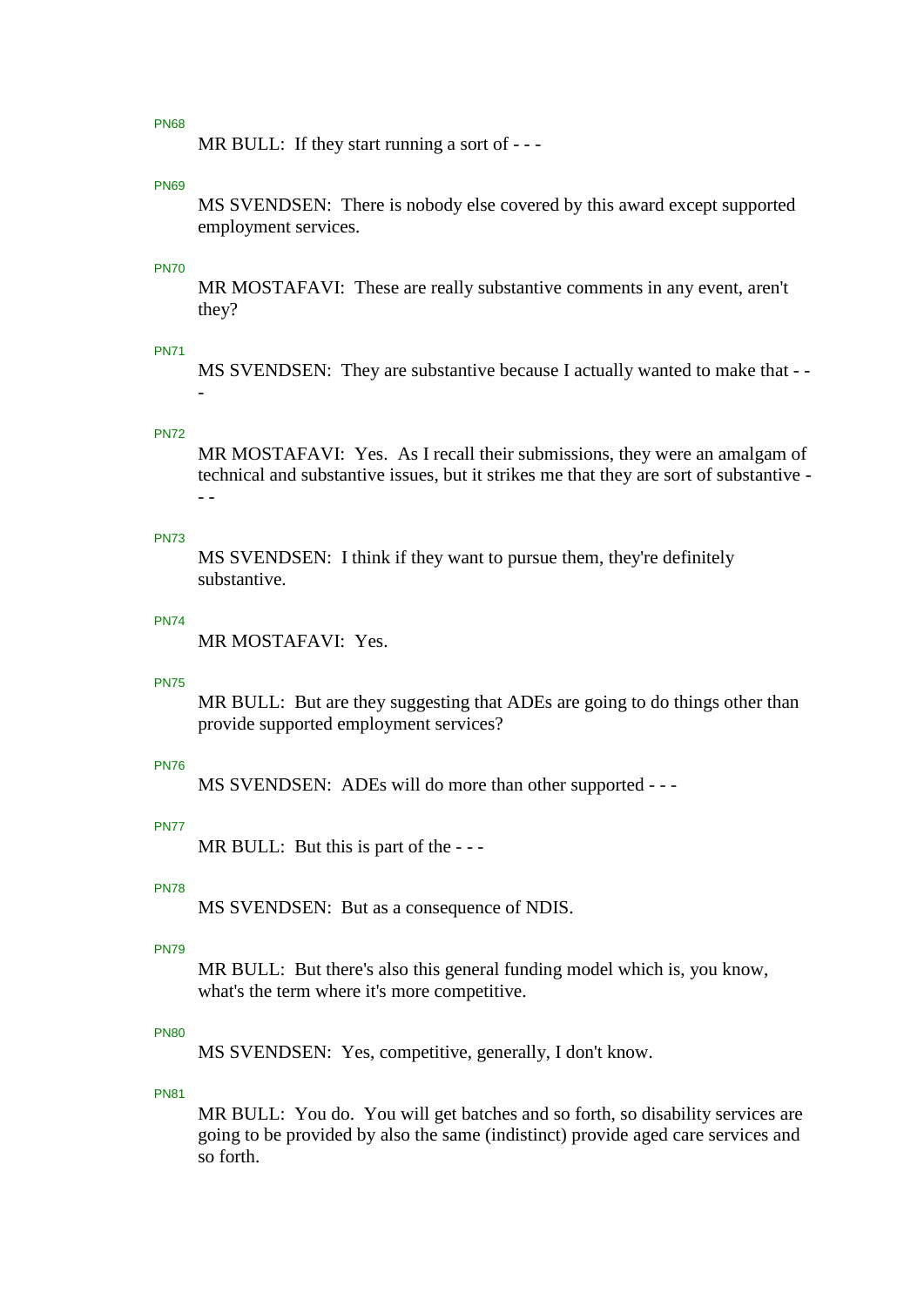PN68

MR BULL: If they start running a sort of - - -

PN69

MS SVENDSEN: There is nobody else covered by this award except supported employment services.

PN70

MR MOSTAFAVI: These are really substantive comments in any event, aren't they?

PN71

MS SVENDSEN: They are substantive because I actually wanted to make that - - -

PN72

MR MOSTAFAVI: Yes. As I recall their submissions, they were an amalgam of technical and substantive issues, but it strikes me that they are sort of substantive - - -

PN73

MS SVENDSEN: I think if they want to pursue them, they're definitely substantive.

PN74

MR MOSTAFAVI: Yes.

PN75

MR BULL: But are they suggesting that ADEs are going to do things other than provide supported employment services?

PN76

MS SVENDSEN: ADEs will do more than other supported - - -

PN77

MR BULL: But this is part of the - - -

PN78

MS SVENDSEN: But as a consequence of NDIS.

PN79

MR BULL: But there's also this general funding model which is, you know, what's the term where it's more competitive.

PN80

MS SVENDSEN: Yes, competitive, generally, I don't know.

PN81

MR BULL: You do. You will get batches and so forth, so disability services are going to be provided by also the same (indistinct) provide aged care services and so forth.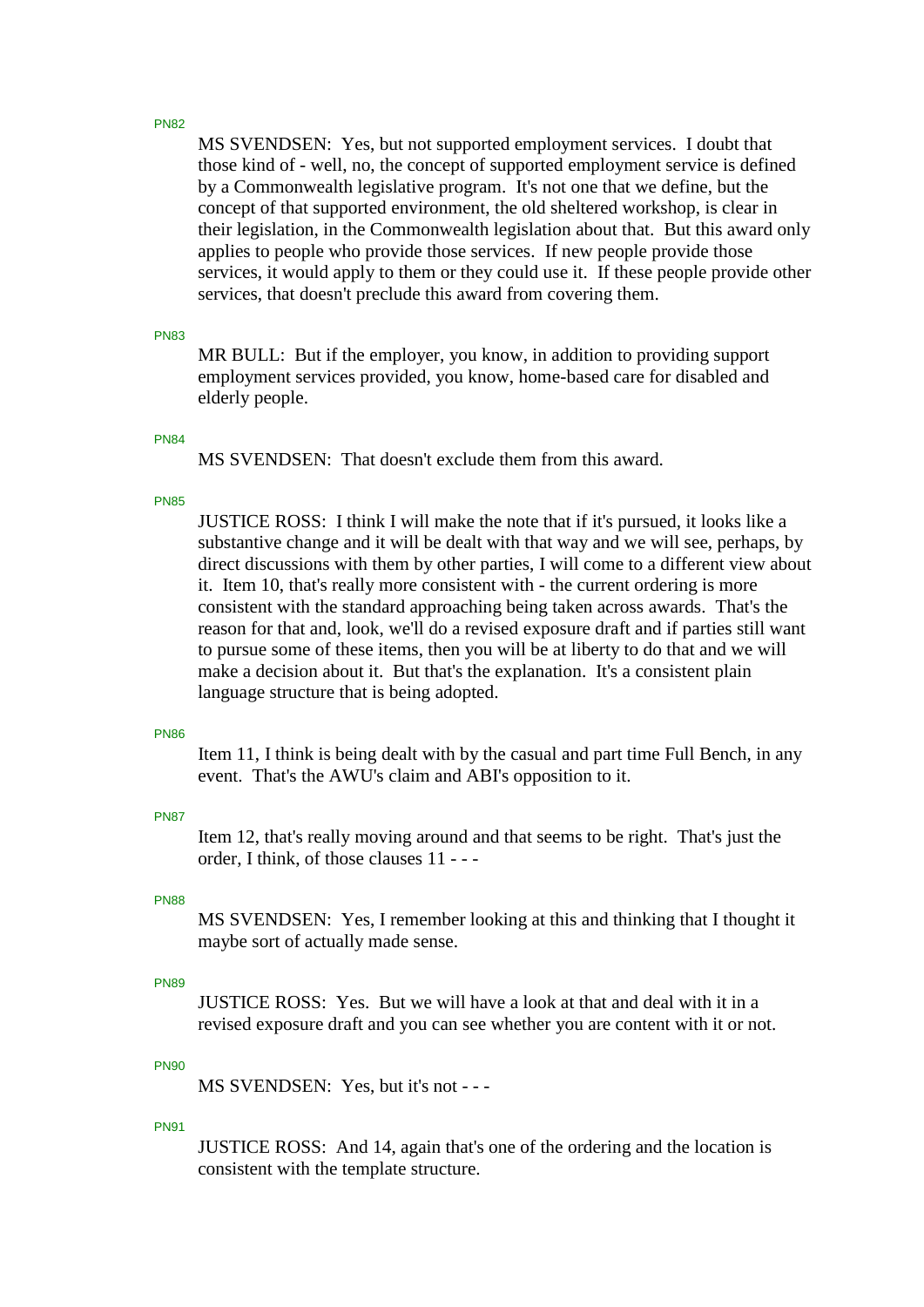PN82

MS SVENDSEN: Yes, but not supported employment services. I doubt that those kind of - well, no, the concept of supported employment service is defined by a Commonwealth legislative program. It's not one that we define, but the concept of that supported environment, the old sheltered workshop, is clear in their legislation, in the Commonwealth legislation about that. But this award only applies to people who provide those services. If new people provide those services, it would apply to them or they could use it. If these people provide other services, that doesn't preclude this award from covering them.

PN83

MR BULL: But if the employer, you know, in addition to providing support employment services provided, you know, home-based care for disabled and elderly people.

PN84

MS SVENDSEN: That doesn't exclude them from this award.

PN85

JUSTICE ROSS: I think I will make the note that if it's pursued, it looks like a substantive change and it will be dealt with that way and we will see, perhaps, by direct discussions with them by other parties, I will come to a different view about it. Item 10, that's really more consistent with - the current ordering is more consistent with the standard approaching being taken across awards. That's the reason for that and, look, we'll do a revised exposure draft and if parties still want to pursue some of these items, then you will be at liberty to do that and we will make a decision about it. But that's the explanation. It's a consistent plain language structure that is being adopted.

PN86

Item 11, I think is being dealt with by the casual and part time Full Bench, in any event. That's the AWU's claim and ABI's opposition to it.

PN87

Item 12, that's really moving around and that seems to be right. That's just the order, I think, of those clauses 11 - - -

PN88

MS SVENDSEN: Yes, I remember looking at this and thinking that I thought it maybe sort of actually made sense.

PN89

JUSTICE ROSS: Yes. But we will have a look at that and deal with it in a revised exposure draft and you can see whether you are content with it or not.

PN90

MS SVENDSEN: Yes, but it's not - - -

PN91

JUSTICE ROSS: And 14, again that's one of the ordering and the location is consistent with the template structure.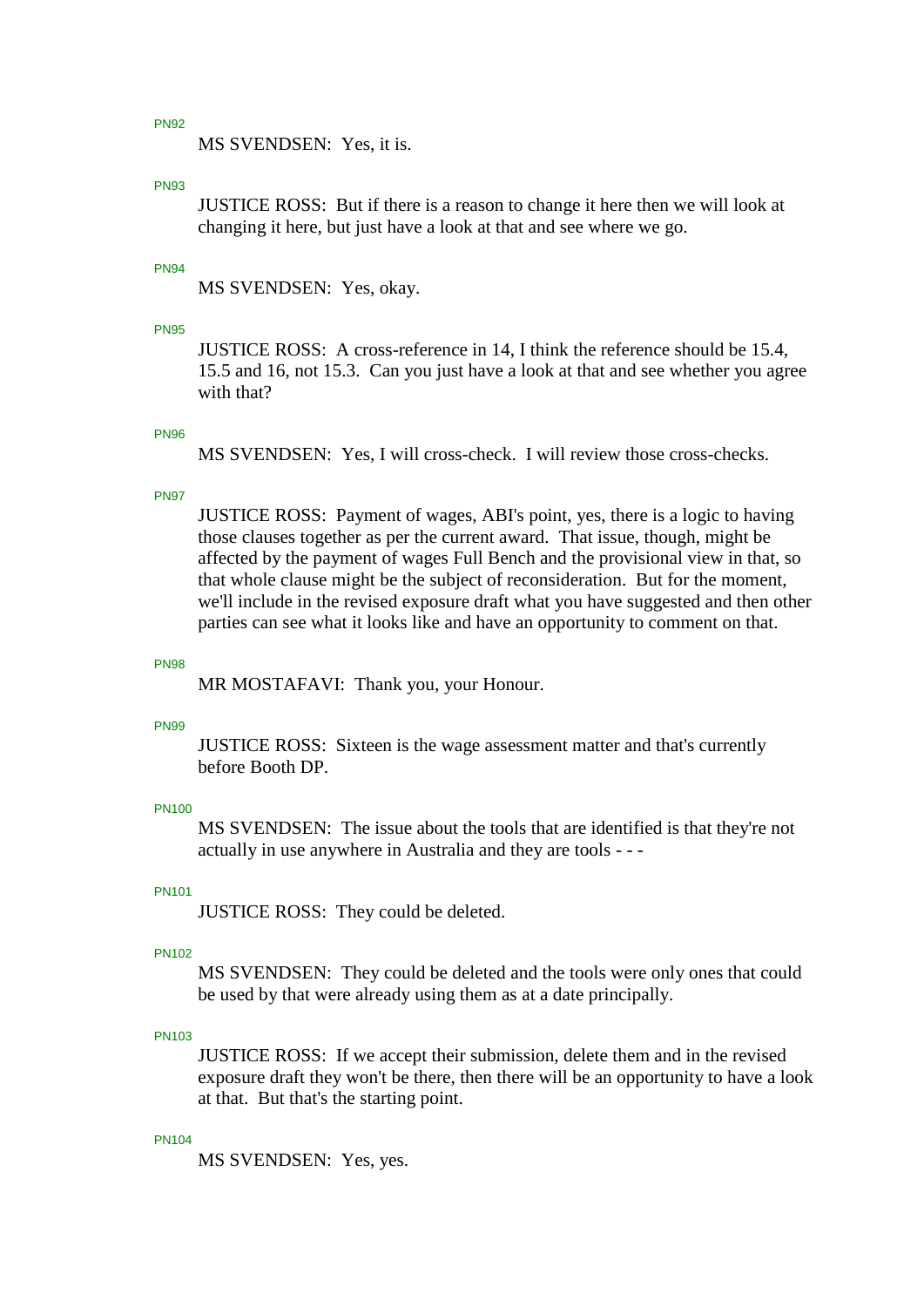PN92

MS SVENDSEN: Yes, it is.

PN93

JUSTICE ROSS: But if there is a reason to change it here then we will look at changing it here, but just have a look at that and see where we go.

PN94

MS SVENDSEN: Yes, okay.

PN95

JUSTICE ROSS: A cross-reference in 14, I think the reference should be 15.4, 15.5 and 16, not 15.3. Can you just have a look at that and see whether you agree with that?

PN96

MS SVENDSEN: Yes, I will cross-check. I will review those cross-checks.

PN97

JUSTICE ROSS: Payment of wages, ABI's point, yes, there is a logic to having those clauses together as per the current award. That issue, though, might be affected by the payment of wages Full Bench and the provisional view in that, so that whole clause might be the subject of reconsideration. But for the moment, we'll include in the revised exposure draft what you have suggested and then other parties can see what it looks like and have an opportunity to comment on that.

PN98

MR MOSTAFAVI: Thank you, your Honour.

PN99

JUSTICE ROSS: Sixteen is the wage assessment matter and that's currently before Booth DP.

PN100

MS SVENDSEN: The issue about the tools that are identified is that they're not actually in use anywhere in Australia and they are tools - - -

PN101

JUSTICE ROSS: They could be deleted.

PN102

MS SVENDSEN: They could be deleted and the tools were only ones that could be used by that were already using them as at a date principally.

PN103

JUSTICE ROSS: If we accept their submission, delete them and in the revised exposure draft they won't be there, then there will be an opportunity to have a look at that. But that's the starting point.

PN104

MS SVENDSEN: Yes, yes.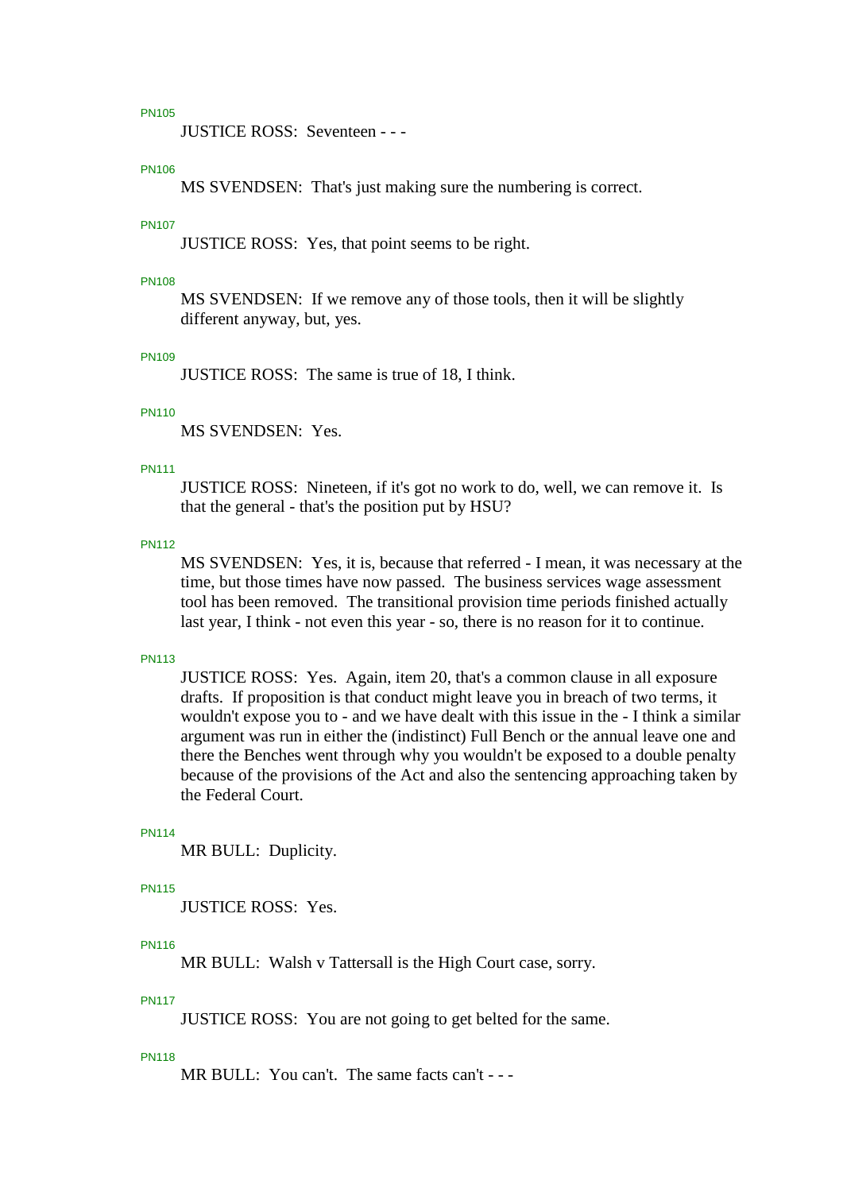PN105

JUSTICE ROSS: Seventeen - - -

PN106

MS SVENDSEN: That's just making sure the numbering is correct.

PN107

JUSTICE ROSS: Yes, that point seems to be right.

PN108

MS SVENDSEN: If we remove any of those tools, then it will be slightly different anyway, but, yes.

PN109

JUSTICE ROSS: The same is true of 18, I think.

PN110

MS SVENDSEN: Yes.

PN111

JUSTICE ROSS: Nineteen, if it's got no work to do, well, we can remove it. Is that the general - that's the position put by HSU?

PN112

MS SVENDSEN: Yes, it is, because that referred - I mean, it was necessary at the time, but those times have now passed. The business services wage assessment tool has been removed. The transitional provision time periods finished actually last year, I think - not even this year - so, there is no reason for it to continue.

PN113

JUSTICE ROSS: Yes. Again, item 20, that's a common clause in all exposure drafts. If proposition is that conduct might leave you in breach of two terms, it wouldn't expose you to - and we have dealt with this issue in the - I think a similar argument was run in either the (indistinct) Full Bench or the annual leave one and there the Benches went through why you wouldn't be exposed to a double penalty because of the provisions of the Act and also the sentencing approaching taken by the Federal Court.

PN114

MR BULL: Duplicity.

PN115

JUSTICE ROSS: Yes.

PN116

MR BULL: Walsh v Tattersall is the High Court case, sorry.

PN117

JUSTICE ROSS: You are not going to get belted for the same.

PN118

MR BULL: You can't. The same facts can't - - -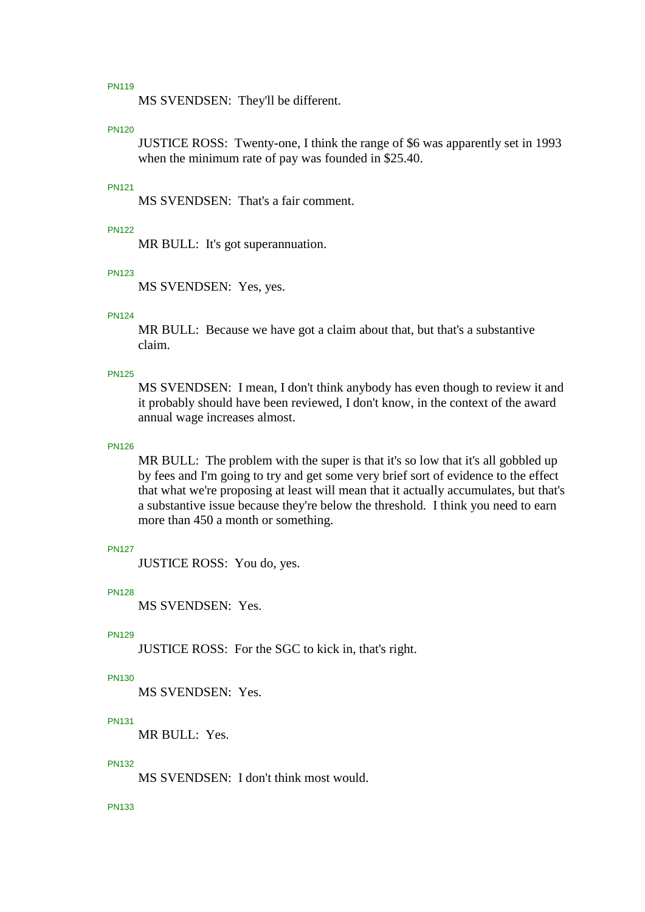PN119

MS SVENDSEN: They'll be different.

PN120

JUSTICE ROSS: Twenty-one, I think the range of $6 was apparently set in 1993 when the minimum rate of pay was founded in $25.40.

PN121

MS SVENDSEN: That's a fair comment.

PN122

MR BULL: It's got superannuation.

PN123

MS SVENDSEN: Yes, yes.

PN124

MR BULL: Because we have got a claim about that, but that's a substantive claim.

PN125

MS SVENDSEN: I mean, I don't think anybody has even though to review it and it probably should have been reviewed, I don't know, in the context of the award annual wage increases almost.

PN126

MR BULL: The problem with the super is that it's so low that it's all gobbled up by fees and I'm going to try and get some very brief sort of evidence to the effect that what we're proposing at least will mean that it actually accumulates, but that's a substantive issue because they're below the threshold. I think you need to earn more than 450 a month or something.

PN127

JUSTICE ROSS: You do, yes.

PN128

MS SVENDSEN: Yes.

PN129

JUSTICE ROSS: For the SGC to kick in, that's right.

PN130

MS SVENDSEN: Yes.

PN131

MR BULL: Yes.

PN132

MS SVENDSEN: I don't think most would.

PN133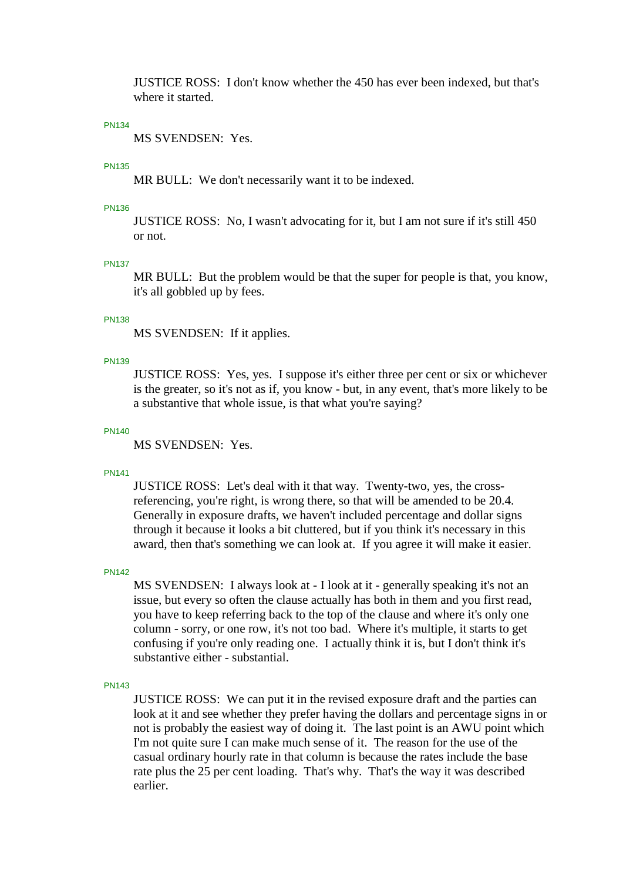JUSTICE ROSS: I don't know whether the 450 has ever been indexed, but that's where it started.

PN134

MS SVENDSEN: Yes.

PN135

MR BULL: We don't necessarily want it to be indexed.

PN136

JUSTICE ROSS: No, I wasn't advocating for it, but I am not sure if it's still 450 or not.

PN137

MR BULL: But the problem would be that the super for people is that, you know, it's all gobbled up by fees.

PN138

MS SVENDSEN: If it applies.

PN139

JUSTICE ROSS: Yes, yes. I suppose it's either three per cent or six or whichever is the greater, so it's not as if, you know - but, in any event, that's more likely to be a substantive that whole issue, is that what you're saying?

PN140

MS SVENDSEN: Yes.

PN141

JUSTICE ROSS: Let's deal with it that way. Twenty-two, yes, the cross-referencing, you're right, is wrong there, so that will be amended to be 20.4. Generally in exposure drafts, we haven't included percentage and dollar signs through it because it looks a bit cluttered, but if you think it's necessary in this award, then that's something we can look at. If you agree it will make it easier.

PN142

MS SVENDSEN: I always look at - I look at it - generally speaking it's not an issue, but every so often the clause actually has both in them and you first read, you have to keep referring back to the top of the clause and where it's only one column - sorry, or one row, it's not too bad. Where it's multiple, it starts to get confusing if you're only reading one. I actually think it is, but I don't think it's substantive either - substantial.

PN143

JUSTICE ROSS: We can put it in the revised exposure draft and the parties can look at it and see whether they prefer having the dollars and percentage signs in or not is probably the easiest way of doing it. The last point is an AWU point which I'm not quite sure I can make much sense of it. The reason for the use of the casual ordinary hourly rate in that column is because the rates include the base rate plus the 25 per cent loading. That's why. That's the way it was described earlier.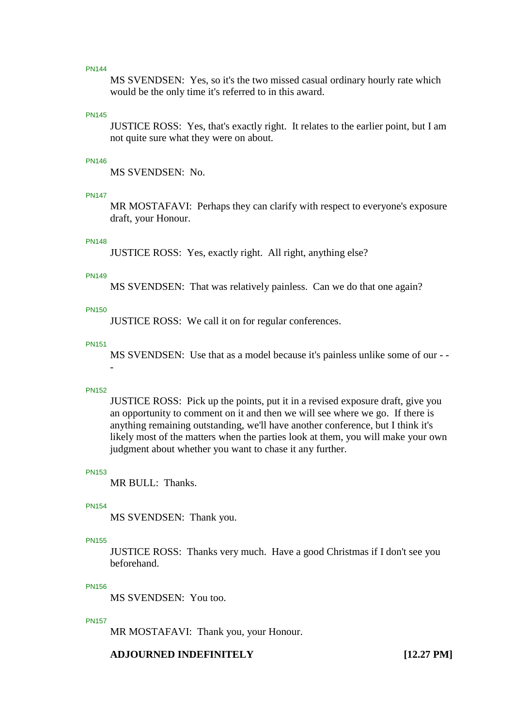PN144

MS SVENDSEN: Yes, so it's the two missed casual ordinary hourly rate which would be the only time it's referred to in this award.

PN145

JUSTICE ROSS: Yes, that's exactly right. It relates to the earlier point, but I am not quite sure what they were on about.

PN146

MS SVENDSEN: No.

PN147

MR MOSTAFAVI: Perhaps they can clarify with respect to everyone's exposure draft, your Honour.

PN148

JUSTICE ROSS: Yes, exactly right. All right, anything else?

PN149

MS SVENDSEN: That was relatively painless. Can we do that one again?

PN150

JUSTICE ROSS: We call it on for regular conferences.

PN151

MS SVENDSEN: Use that as a model because it's painless unlike some of our - - -

PN152

JUSTICE ROSS: Pick up the points, put it in a revised exposure draft, give you an opportunity to comment on it and then we will see where we go. If there is anything remaining outstanding, we'll have another conference, but I think it's likely most of the matters when the parties look at them, you will make your own judgment about whether you want to chase it any further.

PN153

MR BULL: Thanks.

PN154

MS SVENDSEN: Thank you.

PN155

JUSTICE ROSS: Thanks very much. Have a good Christmas if I don't see you beforehand.

PN156

MS SVENDSEN: You too.

PN157

MR MOSTAFAVI: Thank you, your Honour.

**ADJOURNED INDEFINITELY** **[12.27 PM]**